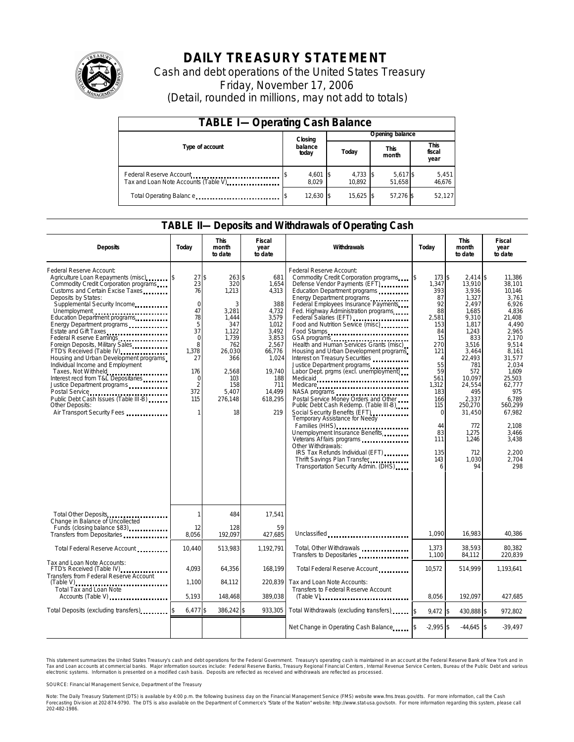# DAILY TREASURY STATEMENT

Cash and debt operations of the United States Treasury
Friday, November 17, 2006
(Detail, rounded in millions, may not add to totals)

## TABLE I—Operating Cash Balance

| Type of account | Closing balance today | Opening balance Today | Opening balance This month | Opening balance This fiscal year |
|---|---|---|---|---|
| Federal Reserve Account | $ 4,601 | $ 4,733 | $ 5,617 | $ 5,451 |
| Tax and Loan Note Accounts (Table V) | 8,029 | 10,892 | 51,658 | 46,676 |
| Total Operating Balance | $ 12,630 | $ 15,625 | $ 57,276 | $ 52,127 |

## TABLE II—Deposits and Withdrawals of Operating Cash

| Deposits | Today | This month to date | Fiscal year to date | Withdrawals | Today | This month to date | Fiscal year to date |
|---|---|---|---|---|---|---|---|
| Federal Reserve Account: | | | | Federal Reserve Account: | | | |
| Agriculture Loan Repayments (misc) | $ 27 | $ 263 | $ 681 | Commodity Credit Corporation programs | $ 173 | $ 2,414 | $ 11,386 |
| Commodity Credit Corporation programs | 23 | 320 | 1,654 | Defense Vendor Payments (EFT) | 1,347 | 13,910 | 38,101 |
| Customs and Certain Excise Taxes | 76 | 1,213 | 4,313 | Education Department programs | 393 | 3,936 | 10,146 |
| Deposits by States: | | | | Energy Department programs | 87 | 1,327 | 3,761 |
| Supplemental Security Income | 0 | 3 | 388 | Federal Employees Insurance Payments | 92 | 2,497 | 6,926 |
| Unemployment | 47 | 3,281 | 4,732 | Fed. Highway Administration programs | 88 | 1,685 | 4,836 |
| Education Department programs | 78 | 1,444 | 3,579 | Federal Salaries (EFT) | 2,581 | 9,310 | 21,408 |
| Energy Department programs | 5 | 347 | 1,012 | Food and Nutrition Service (misc) | 153 | 1,817 | 4,490 |
| Estate and Gift Taxes | 37 | 1,122 | 3,492 | Food Stamps | 84 | 1,243 | 2,965 |
| Federal Reserve Earnings | 0 | 1,739 | 3,853 | GSA programs | 15 | 833 | 2,170 |
| Foreign Deposits, Military Sales | 8 | 762 | 2,567 | Health and Human Services Grants (misc) | 270 | 3,516 | 9,514 |
| FTD's Received (Table IV) | 1,378 | 26,030 | 66,776 | Housing and Urban Development programs | 121 | 3,464 | 8,161 |
| Housing and Urban Development programs | 27 | 366 | 1,024 | Interest on Treasury Securities | 4 | 22,493 | 31,577 |
| Individual Income and Employment Taxes, Not Withheld | 176 | 2,568 | 19,740 | Justice Department programs | 55 | 781 | 2,034 |
| Interest recd from T&L Depositaries | 0 | 103 | 188 | Labor Dept. prgms (excl. unemployment) | 59 | 572 | 1,609 |
| Justice Department programs | 2 | 158 | 711 | Medicaid | 561 | 10,097 | 25,503 |
| Postal Service | 372 | 5,407 | 14,499 | Medicare | 1,312 | 24,554 | 62,777 |
| Public Debt Cash Issues (Table III-B) | 115 | 276,148 | 618,295 | NASA programs | 183 | 495 | 975 |
| Other Deposits: | | | | Postal Service Money Orders and Other | 166 | 2,337 | 6,789 |
| Air Transport Security Fees | 1 | 18 | 219 | Public Debt Cash Redemp. (Table III-B) | 115 | 250,270 | 560,299 |
| | | | | Social Security Benefits (EFT) | 0 | 31,450 | 67,982 |
| | | | | Temporary Assistance for Needy Families (HHS) | 44 | 772 | 2,108 |
| | | | | Unemployment Insurance Benefits | 83 | 1,275 | 3,466 |
| | | | | Veterans Affairs programs | 111 | 1,246 | 3,438 |
| | | | | Other Withdrawals: | | | |
| | | | | IRS Tax Refunds Individual (EFT) | 135 | 712 | 2,200 |
| | | | | Thrift Savings Plan Transfer | 143 | 1,030 | 2,704 |
| | | | | Transportation Security Admin. (DHS) | 6 | 94 | 298 |
| Total Other Deposits | 1 | 484 | 17,541 | | | | |
| Change in Balance of Uncollected Funds (closing balance $83) | 12 | 128 | 59 | | | | |
| Transfers from Depositaries | 8,056 | 192,097 | 427,685 | Unclassified | 1,090 | 16,983 | 40,386 |
| Total Federal Reserve Account | 10,440 | 513,983 | 1,192,791 | Total, Other Withdrawals | 1,373 | 38,593 | 80,382 |
| | | | | Transfers to Depositaries | 1,100 | 84,112 | 220,839 |
| Tax and Loan Note Accounts: | | | | | | | |
| FTD's Received (Table IV) | 4,093 | 64,356 | 168,199 | Total Federal Reserve Account | 10,572 | 514,999 | 1,193,641 |
| Transfers from Federal Reserve Account (Table V) | 1,100 | 84,112 | 220,839 | Tax and Loan Note Accounts: | | | |
| Total Tax and Loan Note Accounts (Table V) | 5,193 | 148,468 | 389,038 | Transfers to Federal Reserve Account (Table V) | 8,056 | 192,097 | 427,685 |
| Total Deposits (excluding transfers) | $ 6,477 | $ 386,242 | $ 933,305 | Total Withdrawals (excluding transfers) | $ 9,472 | $ 430,888 | $ 972,802 |
| | | | | Net Change in Operating Cash Balance | $ -2,995 | $ -44,645 | $ -39,497 |

This statement summarizes the United States Treasury's cash and debt operations for the Federal Government. Treasury's operating cash is maintained in an account at the Federal Reserve Bank of New York and in Tax and Loan accounts at commercial banks. Major information sources include: Federal Reserve Banks, Treasury Regional Financial Centers, Internal Revenue Service Centers, Bureau of the Public Debt and various electronic systems. Information is presented on a modified cash basis. Deposits are reflected as received and withdrawals are reflected as processed.

SOURCE: Financial Management Service, Department of the Treasury

Note: The Daily Treasury Statement (DTS) is available by 4:00 p.m. the following business day on the Financial Management Service (FMS) website www.fms.treas.gov/dts. For more information, call the Cash Forecasting Division at 202-874-9790. The DTS is also available on the Department of Commerce's "State of the Nation" website: http://www.stat-usa.gov/sotn. For more information regarding this system, please call 202-482-1986.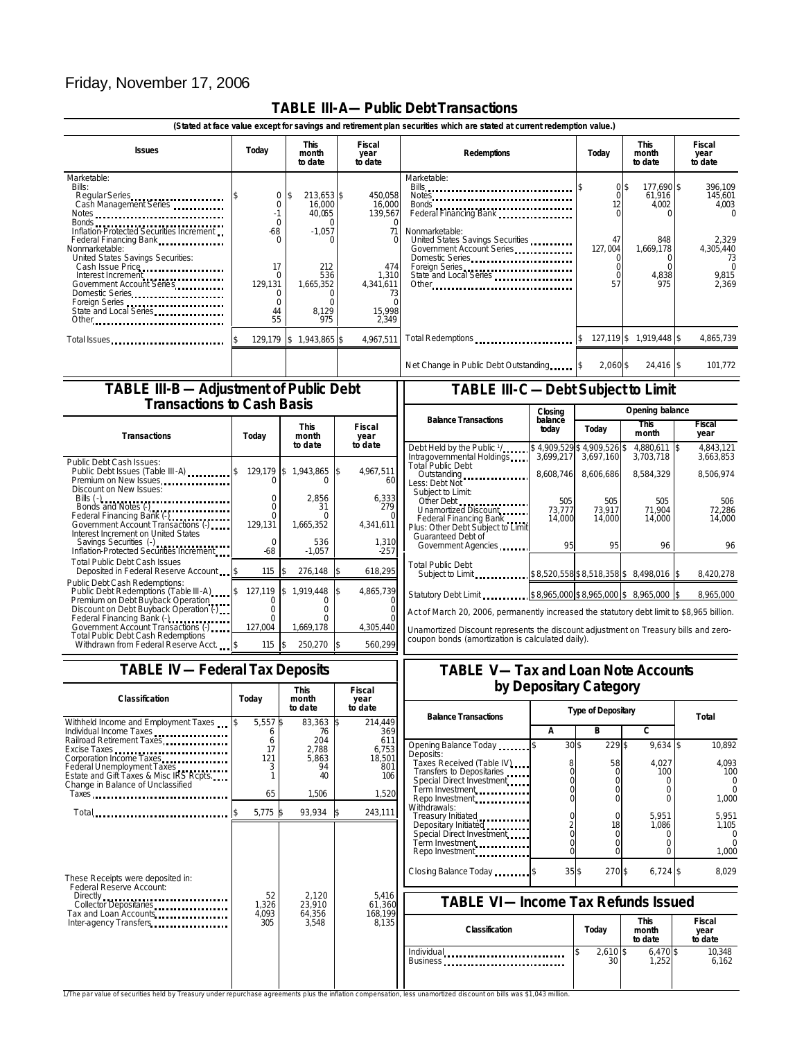Friday, November 17, 2006

## TABLE III-A — Public Debt Transactions

(Stated at face value except for savings and retirement plan securities which are stated at current redemption value.)

| Issues | Today | This month to date | Fiscal year to date | Redemptions | Today | This month to date | Fiscal year to date |
|---|---|---|---|---|---|---|---|
| Marketable: | | | | Marketable: | | | |
| Bills: | | | | Bills | $ 0 | $ 177,690 | $ 396,109 |
| Regular Series | $ 0 | $ 213,653 | $ 450,058 | Notes | 0 | 61,916 | 145,601 |
| Cash Management Series | 0 | 16,000 | 16,000 | Bonds | 12 | 4,002 | 4,003 |
| Notes | -1 | 40,065 | 139,567 | Federal Financing Bank | 0 | 0 | 0 |
| Bonds | 0 | 0 | 0 | | | | |
| Inflation-Protected Securities Increment | -68 | -1,057 | 71 | Nonmarketable: | | | |
| Federal Financing Bank | 0 | 0 | 0 | United States Savings Securities | 47 | 848 | 2,329 |
| Nonmarketable: | | | | Government Account Series | 127,004 | 1,669,178 | 4,305,440 |
| United States Savings Securities: | | | | Domestic Series | 0 | 0 | 73 |
| Cash Issue Price | 17 | 212 | 474 | Foreign Series | 0 | 0 | 0 |
| Interest Increment | 0 | 536 | 1,310 | State and Local Series | 0 | 4,838 | 9,815 |
| Government Account Series | 129,131 | 1,665,352 | 4,341,611 | Other | 57 | 975 | 2,369 |
| Domestic Series | 0 | 0 | 73 | | | | |
| Foreign Series | 0 | 0 | 0 | | | | |
| State and Local Series | 44 | 8,129 | 15,998 | | | | |
| Other | 55 | 975 | 2,349 | | | | |
| Total Issues | $ 129,179 | $ 1,943,865 | $ 4,967,511 | Total Redemptions | $ 127,119 | $ 1,919,448 | $ 4,865,739 |
| | | | | Net Change in Public Debt Outstanding | $ 2,060 | $ 24,416 | $ 101,772 |

## TABLE III-B — Adjustment of Public Debt Transactions to Cash Basis

| Transactions | Today | This month to date | Fiscal year to date |
|---|---|---|---|
| Public Debt Cash Issues: | | | |
| Public Debt Issues (Table III-A) | $ 129,179 | $ 1,943,865 | $ 4,967,511 |
| Premium on New Issues | 0 | 0 | 60 |
| Discount on New Issues: | | | |
| Bills (-) | 0 | 2,856 | 6,333 |
| Bonds and Notes (-) | 0 | 31 | 279 |
| Federal Financing Bank (-) | 0 | 0 | 0 |
| Government Account Transactions (-) | 129,131 | 1,665,352 | 4,341,611 |
| Interest Increment on United States Savings Securities (-) | 0 | 536 | 1,310 |
| Inflation-Protected Securities Increment | -68 | -1,057 | -257 |
| Total Public Debt Cash Issues Deposited in Federal Reserve Account | $ 115 | $ 276,148 | $ 618,295 |
| Public Debt Cash Redemptions: | | | |
| Public Debt Redemptions (Table III-A) | $ 127,119 | $ 1,919,448 | $ 4,865,739 |
| Premium on Debt Buyback Operation | 0 | 0 | 0 |
| Discount on Debt Buyback Operation (-) | 0 | 0 | 0 |
| Federal Financing Bank (-) | 0 | 0 | 0 |
| Government Account Transactions (-) | 127,004 | 1,669,178 | 4,305,440 |
| Total Public Debt Cash Redemptions Withdrawn from Federal Reserve Acct. | $ 115 | $ 250,270 | $ 560,299 |

## TABLE III-C — Debt Subject to Limit

| Balance Transactions | Closing balance today | Opening balance Today | Opening balance This month | Opening balance Fiscal year |
|---|---|---|---|---|
| Debt Held by the Public 1/ | $ 4,909,529 | $ 4,909,526 | $ 4,880,611 | $ 4,843,121 |
| Intragovernmental Holdings | 3,699,217 | 3,697,160 | 3,703,718 | 3,663,853 |
| Total Public Debt Outstanding | 8,608,746 | 8,606,686 | 8,584,329 | 8,506,974 |
| Less: Debt Not Subject to Limit: | | | | |
| Other Debt | 505 | 505 | 505 | 506 |
| Unamortized Discount | 73,777 | 73,917 | 71,904 | 72,286 |
| Federal Financing Bank | 14,000 | 14,000 | 14,000 | 14,000 |
| Plus: Other Debt Subject to Limit | | | | |
| Guaranteed Debt of Government Agencies | 95 | 95 | 96 | 96 |
| Total Public Debt Subject to Limit | $ 8,520,558 | $ 8,518,358 | $ 8,498,016 | $ 8,420,278 |
| Statutory Debt Limit | $ 8,965,000 | $ 8,965,000 | $ 8,965,000 | $ 8,965,000 |

Act of March 20, 2006, permanently increased the statutory debt limit to $8,965 billion.

Unamortized Discount represents the discount adjustment on Treasury bills and zero-coupon bonds (amortization is calculated daily).

## TABLE IV — Federal Tax Deposits

| Classification | Today | This month to date | Fiscal year to date |
|---|---|---|---|
| Withheld Income and Employment Taxes | $ 5,557 | $ 83,363 | $ 214,449 |
| Individual Income Taxes | 6 | 76 | 369 |
| Railroad Retirement Taxes | 6 | 204 | 611 |
| Excise Taxes | 17 | 2,788 | 6,753 |
| Corporation Income Taxes | 121 | 5,863 | 18,501 |
| Federal Unemployment Taxes | 3 | 94 | 801 |
| Estate and Gift Taxes & Misc IRS Rcpts. | 1 | 40 | 106 |
| Change in Balance of Unclassified Taxes | 65 | 1,506 | 1,520 |
| Total | $ 5,775 | $ 93,934 | $ 243,111 |
| These Receipts were deposited in: | | | |
| Federal Reserve Account: | | | |
| Directly | 52 | 2,120 | 5,416 |
| Collector Depositaries | 1,326 | 23,910 | 61,360 |
| Tax and Loan Accounts | 4,093 | 64,356 | 168,199 |
| Inter-agency Transfers | 305 | 3,548 | 8,135 |

## TABLE V — Tax and Loan Note Accounts by Depositary Category

| Balance Transactions | Type of Depositary A | Type of Depositary B | Type of Depositary C | Total |
|---|---|---|---|---|
| Opening Balance Today | $ 30 | $ 229 | $ 9,634 | $ 10,892 |
| Deposits: | | | | |
| Taxes Received (Table IV) | 8 | 58 | 4,027 | 4,093 |
| Transfers to Depositaries | 0 | 0 | 100 | 100 |
| Special Direct Investment | 0 | 0 | 0 | 0 |
| Term Investment | 0 | 0 | 0 | 0 |
| Repo Investment | 0 | 0 | 0 | 1,000 |
| Withdrawals: | | | | |
| Treasury Initiated | 0 | 0 | 5,951 | 5,951 |
| Depositary Initiated | 2 | 18 | 1,086 | 1,105 |
| Special Direct Investment | 0 | 0 | 0 | 0 |
| Term Investment | 0 | 0 | 0 | 0 |
| Repo Investment | 0 | 0 | 0 | 1,000 |
| Closing Balance Today | $ 35 | $ 270 | $ 6,724 | $ 8,029 |

## TABLE VI — Income Tax Refunds Issued

| Classification | Today | This month to date | Fiscal year to date |
|---|---|---|---|
| Individual | $ 2,610 | $ 6,470 | $ 10,348 |
| Business | 30 | 1,252 | 6,162 |

1/The par value of securities held by Treasury under repurchase agreements plus the inflation compensation, less unamortized discount on bills was $1,043 million.